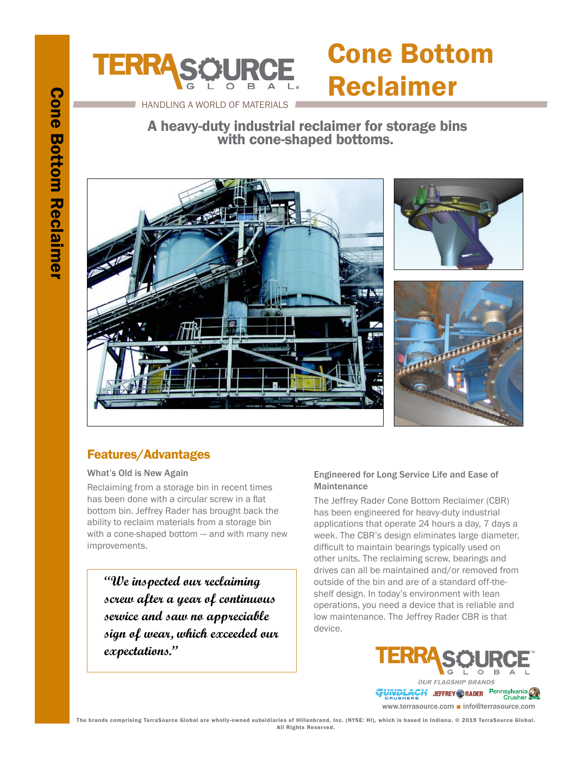# Cone Bottom Reclaimer

HANDLING A WORLD OF MATERIALS

## A heavy-duty industrial reclaimer for storage bins with cone-shaped bottoms.

## Features/Advantages

### What's Old is New Again

Reclaiming from a storage bin in recent times has been done with a circular screw in a flat bottom bin. Jeffrey Rader has brought back the ability to reclaim materials from a storage bin with a cone-shaped bottom — and with many new improvements.

> *"We inspected our reclaiming screw after a year of continuous service and saw no appreciable sign of wear, which exceeded our expectations."*

### Engineered for Long Service Life and Ease of Maintenance

The Jeffrey Rader Cone Bottom Reclaimer (CBR) has been engineered for heavy-duty industrial applications that operate 24 hours a day, 7 days a week. The CBR's design eliminates large diameter, difficult to maintain bearings typically used on other units. The reclaiming screw, bearings and drives can all be maintained and/or removed from outside of the bin and are of a standard off-the-shelf design. In today's environment with lean operations, you need a device that is reliable and low maintenance. The Jeffrey Rader CBR is that device.

TERRASOURCE GLOBAL

OUR FLAGSHIP BRANDS

GUNDLACH CRUSHERS | JEFFREY RADER | Pennsylvania Crusher

www.terrasource.com ■ info@terrasource.com

The brands comprising TerraSource Global are wholly-owned subsidiaries of Hillenbrand, Inc. (NYSE: HI), which is based in Indiana. © 2019 TerraSource Global. All Rights Reserved.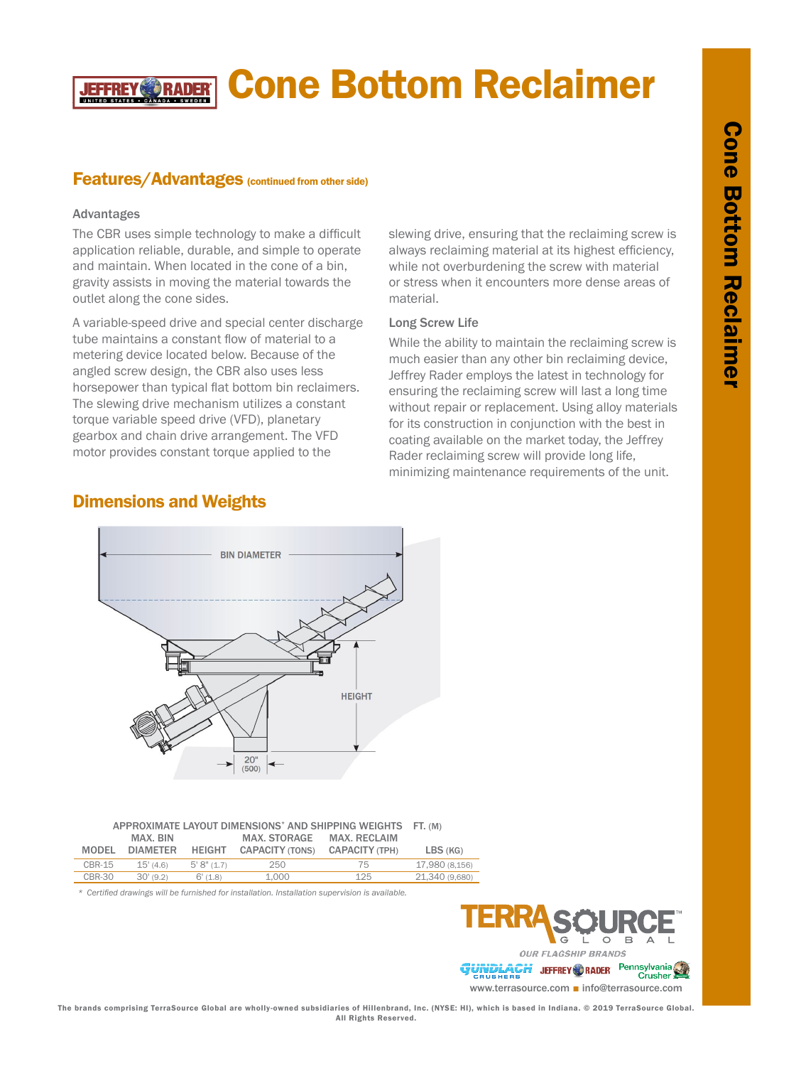# Cone Bottom Reclaimer

## Features/Advantages (continued from other side)

### Advantages

The CBR uses simple technology to make a difficult application reliable, durable, and simple to operate and maintain. When located in the cone of a bin, gravity assists in moving the material towards the outlet along the cone sides.

A variable-speed drive and special center discharge tube maintains a constant flow of material to a metering device located below. Because of the angled screw design, the CBR also uses less horsepower than typical flat bottom bin reclaimers. The slewing drive mechanism utilizes a constant torque variable speed drive (VFD), planetary gearbox and chain drive arrangement. The VFD motor provides constant torque applied to the slewing drive, ensuring that the reclaiming screw is always reclaiming material at its highest efficiency, while not overburdening the screw with material or stress when it encounters more dense areas of material.

### Long Screw Life

While the ability to maintain the reclaiming screw is much easier than any other bin reclaiming device, Jeffrey Rader employs the latest in technology for ensuring the reclaiming screw will last a long time without repair or replacement. Using alloy materials for its construction in conjunction with the best in coating available on the market today, the Jeffrey Rader reclaiming screw will provide long life, minimizing maintenance requirements of the unit.

## Dimensions and Weights

BIN DIAMETER

HEIGHT

20" (500)

APPROXIMATE LAYOUT DIMENSIONS* AND SHIPPING WEIGHTS FT. (M)

| MODEL | MAX. BIN DIAMETER | HEIGHT | MAX. STORAGE CAPACITY (TONS) | MAX. RECLAIM CAPACITY (TPH) | LBS (KG) |
|---|---|---|---|---|---|
| CBR-15 | 15' (4.6) | 5' 8" (1.7) | 250 | 75 | 17,980 (8,156) |
| CBR-30 | 30' (9.2) | 6' (1.8) | 1,000 | 125 | 21,340 (9,680) |

*\* Certified drawings will be furnished for installation. Installation supervision is available.*

TERRASOURCE GLOBAL

OUR FLAGSHIP BRANDS

Gundlach Crushers · Jeffrey Rader · Pennsylvania Crusher

www.terrasource.com ■ info@terrasource.com

The brands comprising TerraSource Global are wholly-owned subsidiaries of Hillenbrand, Inc. (NYSE: HI), which is based in Indiana. © 2019 TerraSource Global. All Rights Reserved.